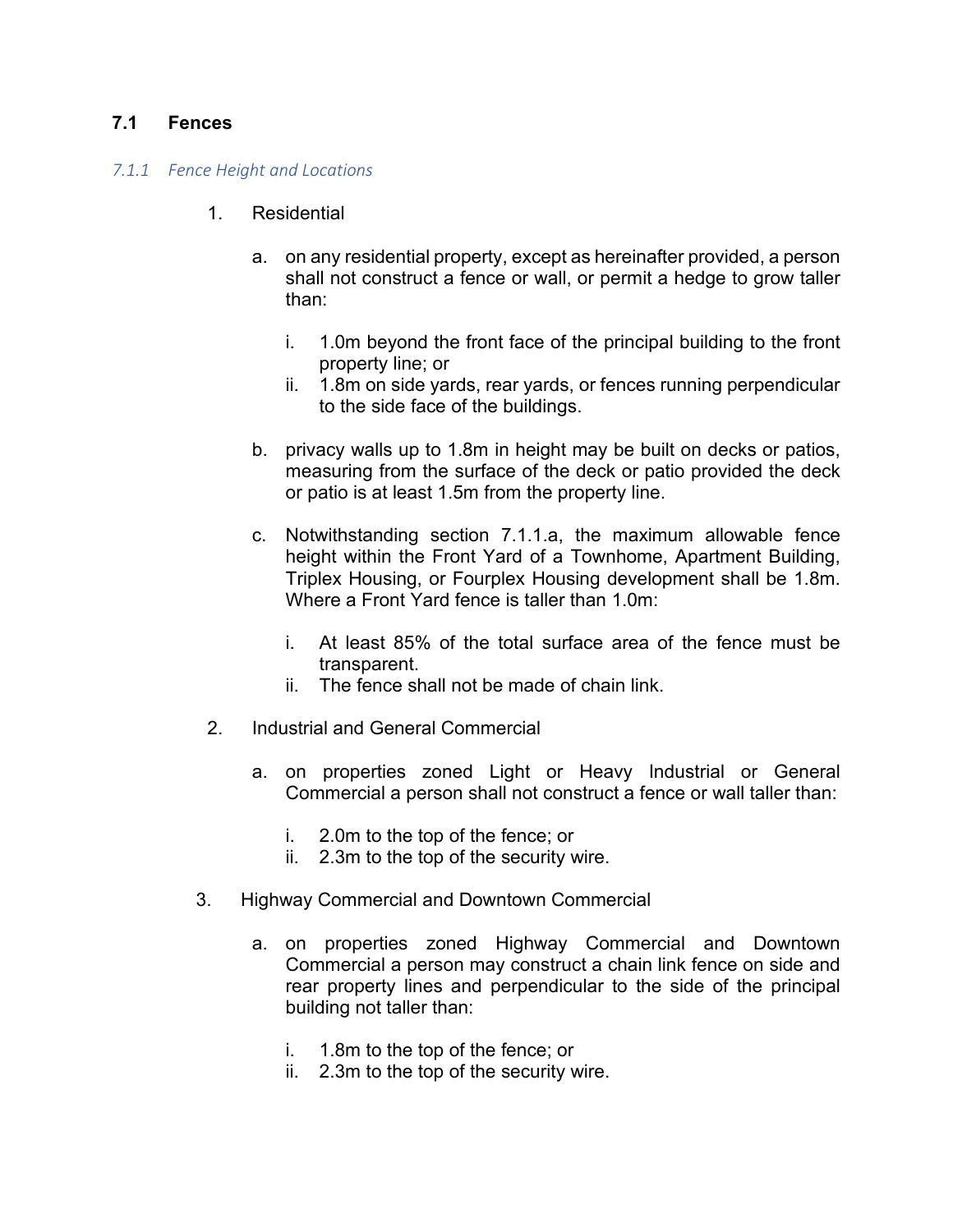## 7.1 Fences

### *7.1.1 Fence Height and Locations*

1. Residential

   a. on any residential property, except as hereinafter provided, a person shall not construct a fence or wall, or permit a hedge to grow taller than:

      i. 1.0m beyond the front face of the principal building to the front property line; or
      ii. 1.8m on side yards, rear yards, or fences running perpendicular to the side face of the buildings.

   b. privacy walls up to 1.8m in height may be built on decks or patios, measuring from the surface of the deck or patio provided the deck or patio is at least 1.5m from the property line.

   c. Notwithstanding section 7.1.1.a, the maximum allowable fence height within the Front Yard of a Townhome, Apartment Building, Triplex Housing, or Fourplex Housing development shall be 1.8m. Where a Front Yard fence is taller than 1.0m:

      i. At least 85% of the total surface area of the fence must be transparent.
      ii. The fence shall not be made of chain link.

2. Industrial and General Commercial

   a. on properties zoned Light or Heavy Industrial or General Commercial a person shall not construct a fence or wall taller than:

      i. 2.0m to the top of the fence; or
      ii. 2.3m to the top of the security wire.

3. Highway Commercial and Downtown Commercial

   a. on properties zoned Highway Commercial and Downtown Commercial a person may construct a chain link fence on side and rear property lines and perpendicular to the side of the principal building not taller than:

      i. 1.8m to the top of the fence; or
      ii. 2.3m to the top of the security wire.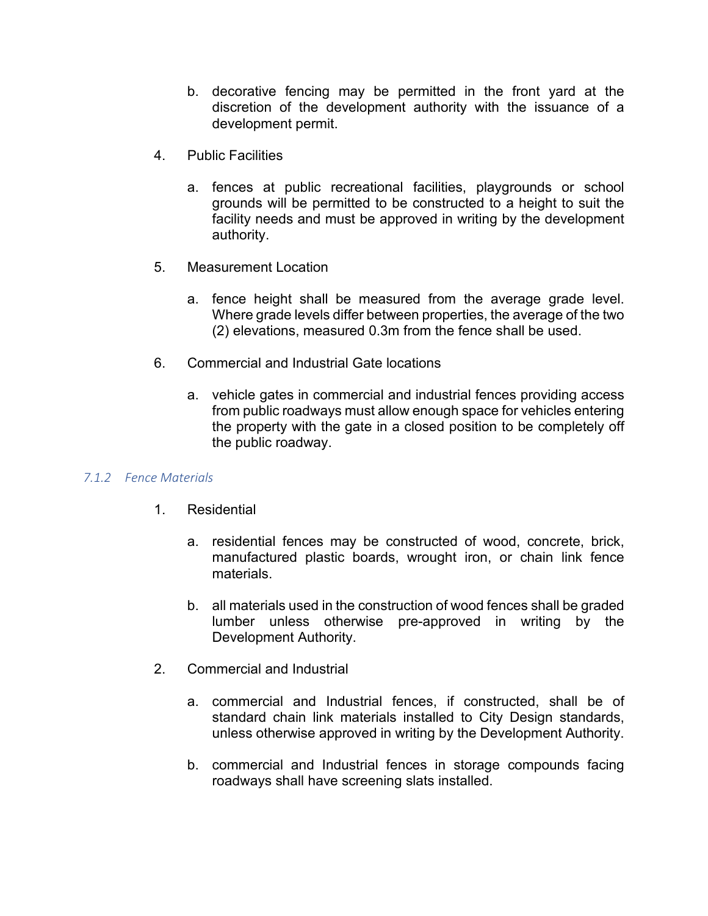b. decorative fencing may be permitted in the front yard at the discretion of the development authority with the issuance of a development permit.

4. Public Facilities

   a. fences at public recreational facilities, playgrounds or school grounds will be permitted to be constructed to a height to suit the facility needs and must be approved in writing by the development authority.

5. Measurement Location

   a. fence height shall be measured from the average grade level. Where grade levels differ between properties, the average of the two (2) elevations, measured 0.3m from the fence shall be used.

6. Commercial and Industrial Gate locations

   a. vehicle gates in commercial and industrial fences providing access from public roadways must allow enough space for vehicles entering the property with the gate in a closed position to be completely off the public roadway.

### *7.1.2 Fence Materials*

1. Residential

   a. residential fences may be constructed of wood, concrete, brick, manufactured plastic boards, wrought iron, or chain link fence materials.

   b. all materials used in the construction of wood fences shall be graded lumber unless otherwise pre-approved in writing by the Development Authority.

2. Commercial and Industrial

   a. commercial and Industrial fences, if constructed, shall be of standard chain link materials installed to City Design standards, unless otherwise approved in writing by the Development Authority.

   b. commercial and Industrial fences in storage compounds facing roadways shall have screening slats installed.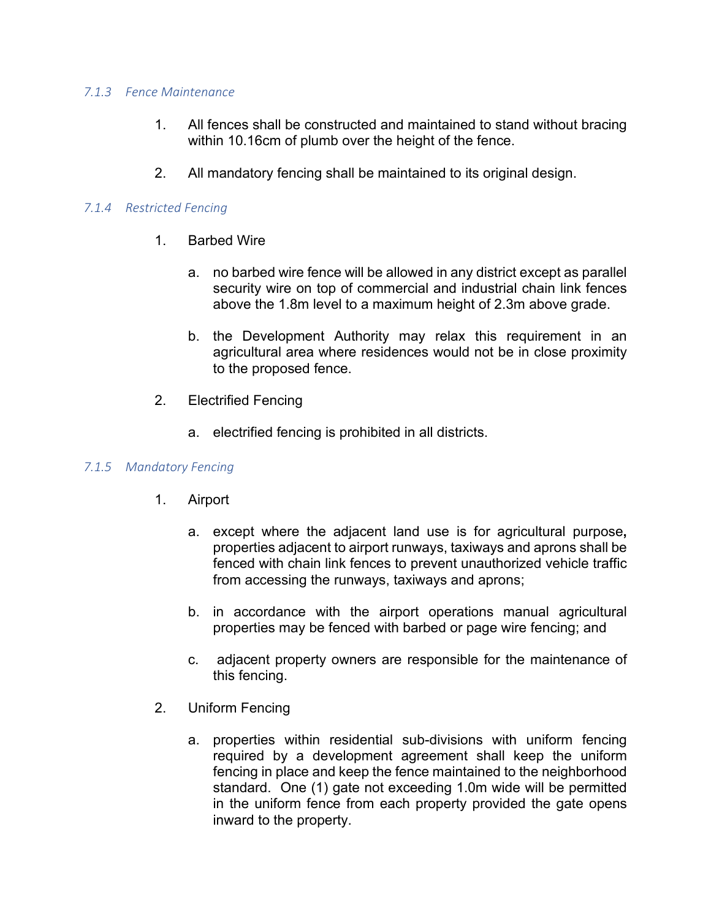### *7.1.3 Fence Maintenance*

1. All fences shall be constructed and maintained to stand without bracing within 10.16cm of plumb over the height of the fence.

2. All mandatory fencing shall be maintained to its original design.

### *7.1.4 Restricted Fencing*

1. Barbed Wire

   a. no barbed wire fence will be allowed in any district except as parallel security wire on top of commercial and industrial chain link fences above the 1.8m level to a maximum height of 2.3m above grade.

   b. the Development Authority may relax this requirement in an agricultural area where residences would not be in close proximity to the proposed fence.

2. Electrified Fencing

   a. electrified fencing is prohibited in all districts.

### *7.1.5 Mandatory Fencing*

1. Airport

   a. except where the adjacent land use is for agricultural purpose**,** properties adjacent to airport runways, taxiways and aprons shall be fenced with chain link fences to prevent unauthorized vehicle traffic from accessing the runways, taxiways and aprons;

   b. in accordance with the airport operations manual agricultural properties may be fenced with barbed or page wire fencing; and

   c. adjacent property owners are responsible for the maintenance of this fencing.

2. Uniform Fencing

   a. properties within residential sub-divisions with uniform fencing required by a development agreement shall keep the uniform fencing in place and keep the fence maintained to the neighborhood standard. One (1) gate not exceeding 1.0m wide will be permitted in the uniform fence from each property provided the gate opens inward to the property.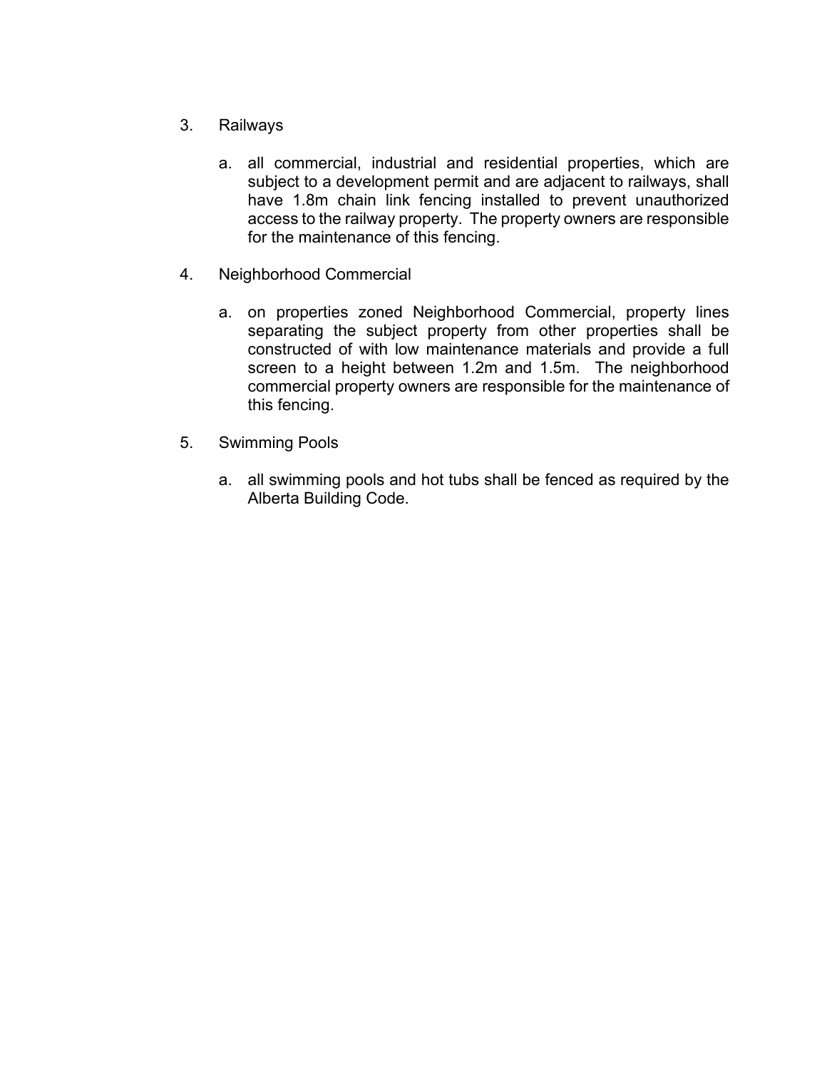3. Railways

   a. all commercial, industrial and residential properties, which are subject to a development permit and are adjacent to railways, shall have 1.8m chain link fencing installed to prevent unauthorized access to the railway property. The property owners are responsible for the maintenance of this fencing.

4. Neighborhood Commercial

   a. on properties zoned Neighborhood Commercial, property lines separating the subject property from other properties shall be constructed of with low maintenance materials and provide a full screen to a height between 1.2m and 1.5m. The neighborhood commercial property owners are responsible for the maintenance of this fencing.

5. Swimming Pools

   a. all swimming pools and hot tubs shall be fenced as required by the Alberta Building Code.